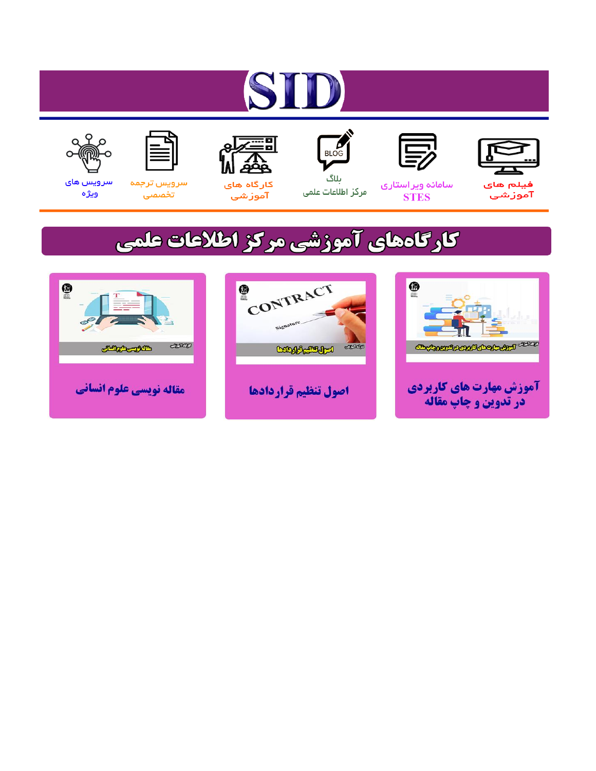# SID

فیلم های آموزشی

سامانه ویراستاری STES

بلاگ مرکز اطلاعات علمی

کارگاه های آموزشی

سرویس ترجمه تخصصی

سرویس های ویژه

## کارگاه‌های آموزشی مرکز اطلاعات علمی

آموزش مهارت های کاربردی در تدوین و چاپ مقاله

اصول تنظیم قراردادها

مقاله نویسی علوم انسانی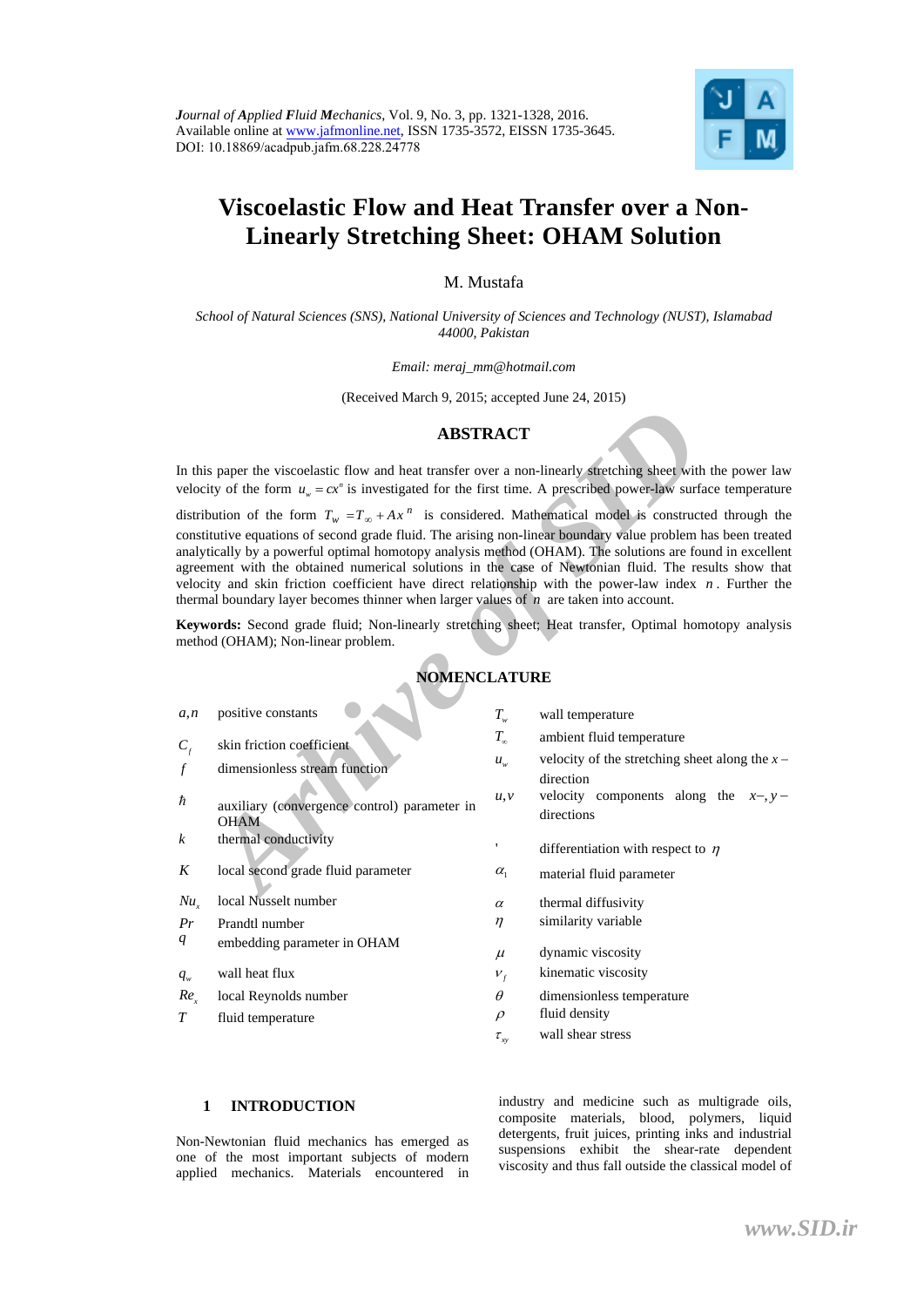# Viscoelastic Flow and Heat Transfer over a Non-Linearly Stretching Sheet: OHAM Solution

M. Mustafa

*School of Natural Sciences (SNS), National University of Sciences and Technology (NUST), Islamabad 44000, Pakistan*

*Email: meraj_mm@hotmail.com*

(Received March 9, 2015; accepted June 24, 2015)

## ABSTRACT

In this paper the viscoelastic flow and heat transfer over a non-linearly stretching sheet with the power law velocity of the form $u_w = cx^n$ is investigated for the first time. A prescribed power-law surface temperature distribution of the form $T_w = T_\infty + Ax^n$ is considered. Mathematical model is constructed through the constitutive equations of second grade fluid. The arising non-linear boundary value problem has been treated analytically by a powerful optimal homotopy analysis method (OHAM). The solutions are found in excellent agreement with the obtained numerical solutions in the case of Newtonian fluid. The results show that velocity and skin friction coefficient have direct relationship with the power-law index $n$. Further the thermal boundary layer becomes thinner when larger values of $n$ are taken into account.

**Keywords:** Second grade fluid; Non-linearly stretching sheet; Heat transfer, Optimal homotopy analysis method (OHAM); Non-linear problem.

## NOMENCLATURE

| Symbol | Description | Symbol | Description |
|---|---|---|---|
| $a, n$ | positive constants | $T_w$ | wall temperature |
| $C_f$ | skin friction coefficient | $T_\infty$ | ambient fluid temperature |
| $f$ | dimensionless stream function | $u_w$ | velocity of the stretching sheet along the $x-$ direction |
| $\hbar$ | auxiliary (convergence control) parameter in OHAM | $u, v$ | velocity components along the $x-, y-$ directions |
| $k$ | thermal conductivity | $'$ | differentiation with respect to $\eta$ |
| $K$ | local second grade fluid parameter | $\alpha_1$ | material fluid parameter |
| $Nu_x$ | local Nusselt number | $\alpha$ | thermal diffusivity |
| $Pr$ | Prandtl number | $\eta$ | similarity variable |
| $q$ | embedding parameter in OHAM | $\mu$ | dynamic viscosity |
| $q_w$ | wall heat flux | $\nu_f$ | kinematic viscosity |
| $Re_x$ | local Reynolds number | $\theta$ | dimensionless temperature |
| $T$ | fluid temperature | $\rho$ | fluid density |
| | | $\tau_{xy}$ | wall shear stress |

## 1 INTRODUCTION

Non-Newtonian fluid mechanics has emerged as one of the most important subjects of modern applied mechanics. Materials encountered in industry and medicine such as multigrade oils, composite materials, blood, polymers, liquid detergents, fruit juices, printing inks and industrial suspensions exhibit the shear-rate dependent viscosity and thus fall outside the classical model of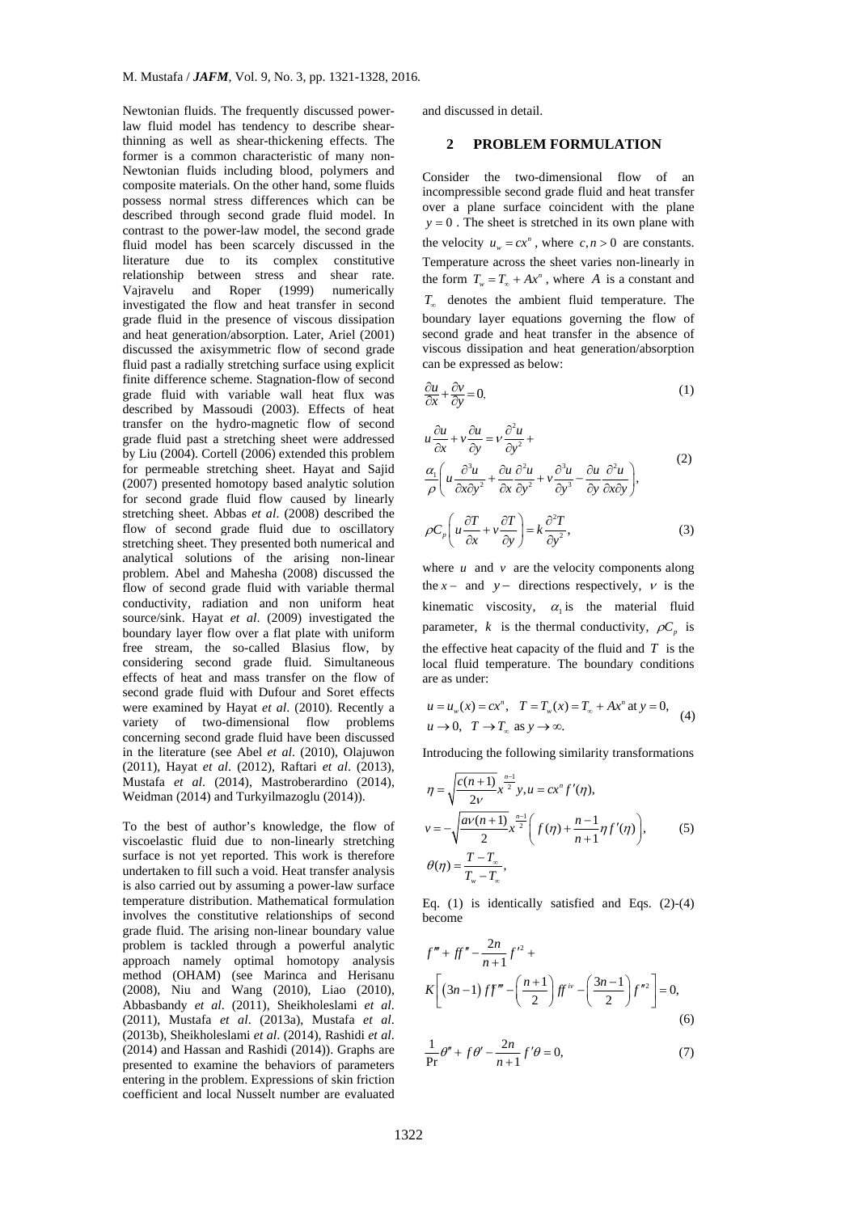Newtonian fluids. The frequently discussed power-law fluid model has tendency to describe shear-thinning as well as shear-thickening effects. The former is a common characteristic of many non-Newtonian fluids including blood, polymers and composite materials. On the other hand, some fluids possess normal stress differences which can be described through second grade fluid model. In contrast to the power-law model, the second grade fluid model has been scarcely discussed in the literature due to its complex constitutive relationship between stress and shear rate. Vajravelu and Roper (1999) numerically investigated the flow and heat transfer in second grade fluid in the presence of viscous dissipation and heat generation/absorption. Later, Ariel (2001) discussed the axisymmetric flow of second grade fluid past a radially stretching surface using explicit finite difference scheme. Stagnation-flow of second grade fluid with variable wall heat flux was described by Massoudi (2003). Effects of heat transfer on the hydro-magnetic flow of second grade fluid past a stretching sheet were addressed by Liu (2004). Cortell (2006) extended this problem for permeable stretching sheet. Hayat and Sajid (2007) presented homotopy based analytic solution for second grade fluid flow caused by linearly stretching sheet. Abbas *et al*. (2008) described the flow of second grade fluid due to oscillatory stretching sheet. They presented both numerical and analytical solutions of the arising non-linear problem. Abel and Mahesha (2008) discussed the flow of second grade fluid with variable thermal conductivity, radiation and non uniform heat source/sink. Hayat *et al*. (2009) investigated the boundary layer flow over a flat plate with uniform free stream, the so-called Blasius flow, by considering second grade fluid. Simultaneous effects of heat and mass transfer on the flow of second grade fluid with Dufour and Soret effects were examined by Hayat *et al*. (2010). Recently a variety of two-dimensional flow problems concerning second grade fluid have been discussed in the literature (see Abel *et al*. (2010), Olajuwon (2011), Hayat *et al*. (2012), Raftari *et al*. (2013), Mustafa *et al*. (2014), Mastroberardino (2014), Weidman (2014) and Turkyilmazoglu (2014)).

To the best of author's knowledge, the flow of viscoelastic fluid due to non-linearly stretching surface is not yet reported. This work is therefore undertaken to fill such a void. Heat transfer analysis is also carried out by assuming a power-law surface temperature distribution. Mathematical formulation involves the constitutive relationships of second grade fluid. The arising non-linear boundary value problem is tackled through a powerful analytic approach namely optimal homotopy analysis method (OHAM) (see Marinca and Herisanu (2008), Niu and Wang (2010), Liao (2010), Abbasbandy *et al*. (2011), Sheikholeslami *et al*. (2011), Mustafa *et al*. (2013a), Mustafa *et al*. (2013b), Sheikholeslami *et al*. (2014), Rashidi *et al*. (2014) and Hassan and Rashidi (2014)). Graphs are presented to examine the behaviors of parameters entering in the problem. Expressions of skin friction coefficient and local Nusselt number are evaluated and discussed in detail.

## 2 PROBLEM FORMULATION

Consider the two-dimensional flow of an incompressible second grade fluid and heat transfer over a plane surface coincident with the plane $y=0$. The sheet is stretched in its own plane with the velocity $u_w = cx^n$, where $c, n > 0$ are constants. Temperature across the sheet varies non-linearly in the form $T_w = T_\infty + Ax^n$, where $A$ is a constant and $T_\infty$ denotes the ambient fluid temperature. The boundary layer equations governing the flow of second grade and heat transfer in the absence of viscous dissipation and heat generation/absorption can be expressed as below:

$$\frac{\partial u}{\partial x} + \frac{\partial v}{\partial y} = 0, \tag{1}$$

$$u\frac{\partial u}{\partial x} + v\frac{\partial u}{\partial y} = \nu\frac{\partial^2 u}{\partial y^2} + \frac{\alpha_1}{\rho}\left(u\frac{\partial^3 u}{\partial x \partial y^2} + \frac{\partial u}{\partial x}\frac{\partial^2 u}{\partial y^2} + v\frac{\partial^3 u}{\partial y^3} - \frac{\partial u}{\partial y}\frac{\partial^2 u}{\partial x \partial y}\right), \tag{2}$$

$$\rho C_p\left(u\frac{\partial T}{\partial x} + v\frac{\partial T}{\partial y}\right) = k\frac{\partial^2 T}{\partial y^2}, \tag{3}$$

where $u$ and $v$ are the velocity components along the $x-$ and $y-$ directions respectively, $\nu$ is the kinematic viscosity, $\alpha_1$ is the material fluid parameter, $k$ is the thermal conductivity, $\rho C_p$ is the effective heat capacity of the fluid and $T$ is the local fluid temperature. The boundary conditions are as under:

$$\begin{aligned} &u = u_w(x) = cx^n, \quad T = T_w(x) = T_\infty + Ax^n \text{ at } y = 0, \\ &u \to 0, \quad T \to T_\infty \text{ as } y \to \infty. \end{aligned} \tag{4}$$

Introducing the following similarity transformations

$$\begin{aligned} &\eta = \sqrt{\frac{c(n+1)}{2\nu}}\, x^{\frac{n-1}{2}} y, u = cx^n f'(\eta), \\ &v = -\sqrt{\frac{a\nu(n+1)}{2}}\, x^{\frac{n-1}{2}}\left(f(\eta) + \frac{n-1}{n+1}\eta f'(\eta)\right), \\ &\theta(\eta) = \frac{T - T_\infty}{T_w - T_\infty}, \end{aligned} \tag{5}$$

Eq. (1) is identically satisfied and Eqs. (2)-(4) become

$$f''' + ff'' - \frac{2n}{n+1}f'^2 + K\left[(3n-1)f'f''' - \left(\frac{n+1}{2}\right)ff^{iv} - \left(\frac{3n-1}{2}\right)f''^2\right] = 0, \tag{6}$$

$$\frac{1}{\Pr}\theta'' + f\theta' - \frac{2n}{n+1}f'\theta = 0, \tag{7}$$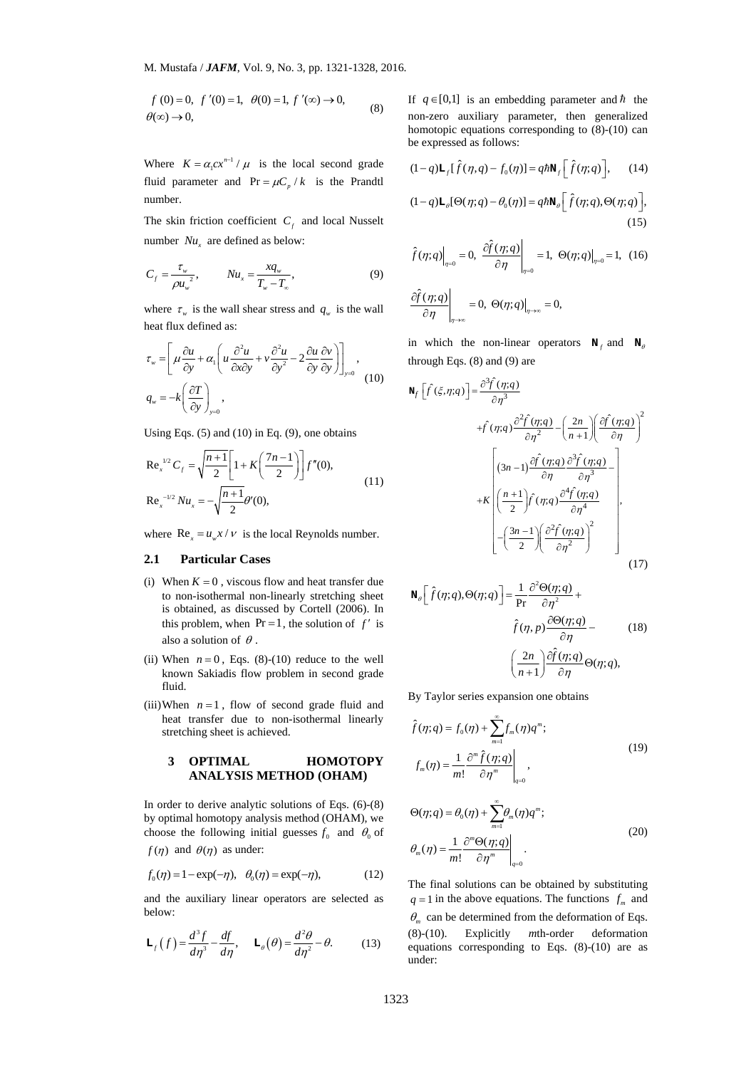$$f(0)=0,\ f'(0)=1,\ \theta(0)=1,\ f'(\infty)\to 0,$$
$$\theta(\infty)\to 0, \tag{8}$$

Where $K=\alpha_1 c x^{n-1}/\mu$ is the local second grade fluid parameter and $\Pr=\mu C_p/k$ is the Prandtl number.

The skin friction coefficient $C_f$ and local Nusselt number $Nu_x$ are defined as below:

$$C_f=\frac{\tau_w}{\rho u_w^{\,2}},\qquad Nu_x=\frac{x q_w}{T_w-T_\infty}, \tag{9}$$

where $\tau_w$ is the wall shear stress and $q_w$ is the wall heat flux defined as:

$$\tau_w=\left[\mu\frac{\partial u}{\partial y}+\alpha_1\left(u\frac{\partial^2 u}{\partial x\partial y}+v\frac{\partial^2 u}{\partial y^2}-2\frac{\partial u}{\partial y}\frac{\partial v}{\partial y}\right)\right]_{y=0},$$
$$q_w=-k\left(\frac{\partial T}{\partial y}\right)_{y=0}, \tag{10}$$

Using Eqs. (5) and (10) in Eq. (9), one obtains

$$\mathrm{Re}_x^{1/2}C_f=\sqrt{\frac{n+1}{2}}\left[1+K\left(\frac{7n-1}{2}\right)\right]f''(0),$$
$$\mathrm{Re}_x^{-1/2}Nu_x=-\sqrt{\frac{n+1}{2}}\theta'(0), \tag{11}$$

where $\mathrm{Re}_x=u_w x/\nu$ is the local Reynolds number.

### 2.1 Particular Cases

(i) When $K=0$, viscous flow and heat transfer due to non-isothermal non-linearly stretching sheet is obtained, as discussed by Cortell (2006). In this problem, when $\Pr=1$, the solution of $f'$ is also a solution of $\theta$.

(ii) When $n=0$, Eqs. (8)-(10) reduce to the well known Sakiadis flow problem in second grade fluid.

(iii) When $n=1$, flow of second grade fluid and heat transfer due to non-isothermal linearly stretching sheet is achieved.

## 3 OPTIMAL HOMOTOPY ANALYSIS METHOD (OHAM)

In order to derive analytic solutions of Eqs. (6)-(8) by optimal homotopy analysis method (OHAM), we choose the following initial guesses $f_0$ and $\theta_0$ of $f(\eta)$ and $\theta(\eta)$ as under:

$$f_0(\eta)=1-\exp(-\eta),\quad \theta_0(\eta)=\exp(-\eta), \tag{12}$$

and the auxiliary linear operators are selected as below:

$$\mathbf{L}_f(f)=\frac{d^3 f}{d\eta^3}-\frac{df}{d\eta},\quad \mathbf{L}_\theta(\theta)=\frac{d^2\theta}{d\eta^2}-\theta. \tag{13}$$

If $q\in[0,1]$ is an embedding parameter and $\hbar$ the non-zero auxiliary parameter, then generalized homotopic equations corresponding to (8)-(10) can be expressed as follows:

$$(1-q)\mathbf{L}_f[\hat f(\eta,q)-f_0(\eta)]=q\hbar\mathbf{N}_f\left[\hat f(\eta;q)\right], \tag{14}$$

$$(1-q)\mathbf{L}_\theta[\Theta(\eta;q)-\theta_0(\eta)]=q\hbar\mathbf{N}_\theta\left[\hat f(\eta;q),\Theta(\eta;q)\right], \tag{15}$$

$$\hat f(\eta;q)\Big|_{\eta=0}=0,\ \frac{\partial\hat f(\eta;q)}{\partial\eta}\Big|_{\eta=0}=1,\ \Theta(\eta;q)\Big|_{\eta=0}=1, \tag{16}$$

$$\frac{\partial\hat f(\eta;q)}{\partial\eta}\Big|_{\eta\to\infty}=0,\ \Theta(\eta;q)\Big|_{\eta\to\infty}=0,$$

in which the non-linear operators $\mathbf{N}_f$ and $\mathbf{N}_\theta$ through Eqs. (8) and (9) are

$$\mathbf{N}_f\left[\hat f(\xi,\eta;q)\right]=\frac{\partial^3\hat f(\eta;q)}{\partial\eta^3}+\hat f(\eta;q)\frac{\partial^2\hat f(\eta;q)}{\partial\eta^2}-\left(\frac{2n}{n+1}\right)\left(\frac{\partial\hat f(\eta;q)}{\partial\eta}\right)^2+K\left[\begin{array}{l}(3n-1)\dfrac{\partial\hat f(\eta;q)}{\partial\eta}\dfrac{\partial^3\hat f(\eta;q)}{\partial\eta^3}-\\ \left(\dfrac{n+1}{2}\right)\hat f(\eta;q)\dfrac{\partial^4\hat f(\eta;q)}{\partial\eta^4}\\ -\left(\dfrac{3n-1}{2}\right)\left(\dfrac{\partial^2\hat f(\eta;q)}{\partial\eta^2}\right)^2\end{array}\right], \tag{17}$$

$$\mathbf{N}_\theta\left[\hat f(\eta;q),\Theta(\eta;q)\right]=\frac{1}{\Pr}\frac{\partial^2\Theta(\eta;q)}{\partial\eta^2}+\hat f(\eta,p)\frac{\partial\Theta(\eta;q)}{\partial\eta}-\left(\frac{2n}{n+1}\right)\frac{\partial\hat f(\eta;q)}{\partial\eta}\Theta(\eta;q), \tag{18}$$

By Taylor series expansion one obtains

$$\hat f(\eta;q)=f_0(\eta)+\sum_{m=1}^{\infty}f_m(\eta)q^m;$$
$$f_m(\eta)=\frac{1}{m!}\frac{\partial^m\hat f(\eta;q)}{\partial\eta^m}\Big|_{q=0}, \tag{19}$$

$$\Theta(\eta;q)=\theta_0(\eta)+\sum_{m=1}^{\infty}\theta_m(\eta)q^m;$$
$$\theta_m(\eta)=\frac{1}{m!}\frac{\partial^m\Theta(\eta;q)}{\partial\eta^m}\Big|_{q=0}. \tag{20}$$

The final solutions can be obtained by substituting $q=1$ in the above equations. The functions $f_m$ and $\theta_m$ can be determined from the deformation of Eqs. (8)-(10). Explicitly *m*th-order deformation equations corresponding to Eqs. (8)-(10) are as under: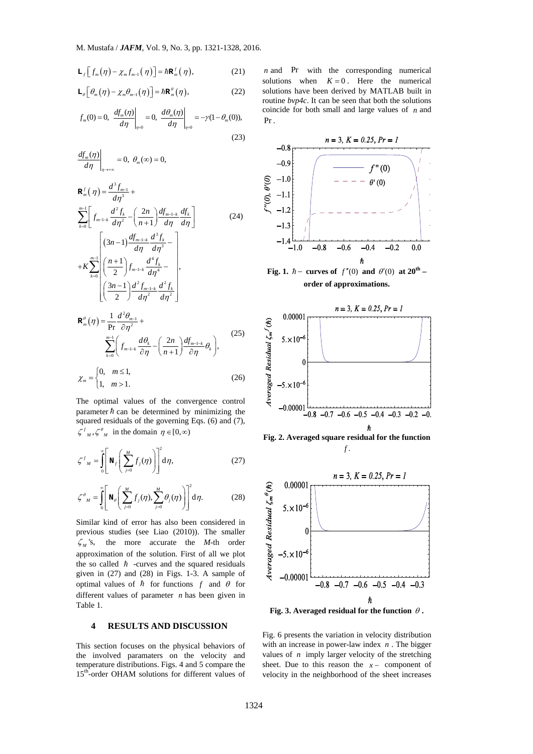$$\mathbf{L}_f\left[f_m(\eta)-\chi_m f_{m-1}(\eta)\right]=\hbar\mathbf{R}_m^f(\eta), \tag{21}$$

$$\mathbf{L}_\theta\left[\theta_m(\eta)-\chi_m\theta_{m-1}(\eta)\right]=\hbar\mathbf{R}_m^\theta(\eta), \tag{22}$$

$$f_m(0)=0,\ \left.\frac{df_m(\eta)}{d\eta}\right|_{\eta=0}=0,\ \left.\frac{d\theta_m(\eta)}{d\eta}\right|_{\eta=0}=-\gamma(1-\theta_m(0)), \tag{23}$$

$$\left.\frac{df_m(\eta)}{d\eta}\right|_{\eta\to+\infty}=0,\ \theta_m(\infty)=0,$$

$$\mathbf{R}_m^f(\eta)=\frac{d^3f_{m-1}}{d\eta^3}+\sum_{k=0}^{m-1}\left[f_{m-1-k}\frac{d^2f_k}{d\eta^2}-\left(\frac{2n}{n+1}\right)\frac{df_{m-1-k}}{d\eta}\frac{df_k}{d\eta}\right]+K\sum_{k=0}^{m-1}\left[\begin{array}{l}(3n-1)\dfrac{df_{m-1-k}}{d\eta}\dfrac{d^3f_k}{d\eta^3}-\\ \left(\dfrac{n+1}{2}\right)f_{m-1-k}\dfrac{d^4f_k}{d\eta^4}-\\ \left(\dfrac{3n-1}{2}\right)\dfrac{d^2f_{m-1-k}}{d\eta^2}\dfrac{d^2f_k}{d\eta^2}\end{array}\right], \tag{24}$$

$$\mathbf{R}_m^\theta(\eta)=\frac{1}{\Pr}\frac{d^2\theta_{m-1}}{\partial\eta^2}+\sum_{k=0}^{m-1}\left(f_{m-1-k}\frac{d\theta_k}{\partial\eta}-\left(\frac{2n}{n+1}\right)\frac{df_{m-1-k}}{\partial\eta}\theta_k\right), \tag{25}$$

$$\chi_m=\begin{cases}0, & m\le 1,\\ 1, & m>1.\end{cases} \tag{26}$$

The optimal values of the convergence control parameter $\hbar$ can be determined by minimizing the squared residuals of the governing Eqs. (6) and (7), $\zeta^f{}_M, \zeta^\theta{}_M$ in the domain $\eta\in[0,\infty)$

$$\zeta^f{}_M=\int_0^\infty\left[\mathbf{N}_f\left(\sum_{j=0}^M f_j(\eta)\right)\right]^2\mathrm{d}\eta, \tag{27}$$

$$\zeta^\theta{}_M=\int_0^\infty\left[\mathbf{N}_\theta\left(\sum_{j=0}^M f_j(\eta),\sum_{j=0}^M\theta_j(\eta)\right)\right]^2\mathrm{d}\eta. \tag{28}$$

Similar kind of error has also been considered in previous studies (see Liao (2010)). The smaller $\zeta_M$'s, the more accurate the *M*-th order approximation of the solution. First of all we plot the so called $\hbar$ -curves and the squared residuals given in (27) and (28) in Figs. 1-3. A sample of optimal values of $\hbar$ for functions $f$ and $\theta$ for different values of parameter $n$ has been given in Table 1.

## 4 RESULTS AND DISCUSSION

This section focuses on the physical behaviors of the involved paramaters on the velocity and temperature distributions. Figs. 4 and 5 compare the 15[th]-order OHAM solutions for different values of $n$ and Pr with the corresponding numerical solutions when $K=0$. Here the numerical solutions have been derived by MATLAB built in routine *bvp4c*. It can be seen that both the solutions coincide for both small and large values of $n$ and Pr.

**Fig. 1. $\hbar-$ curves of $f''(0)$ and $\theta'(0)$ at 20[th] – order of approximations.**

**Fig. 2. Averaged square residual for the function $f$.**

**Fig. 3. Averaged residual for the function $\theta$.**

Fig. 6 presents the variation in velocity distribution with an increase in power-law index $n$. The bigger values of $n$ imply larger velocity of the stretching sheet. Due to this reason the $x-$ component of velocity in the neighborhood of the sheet increases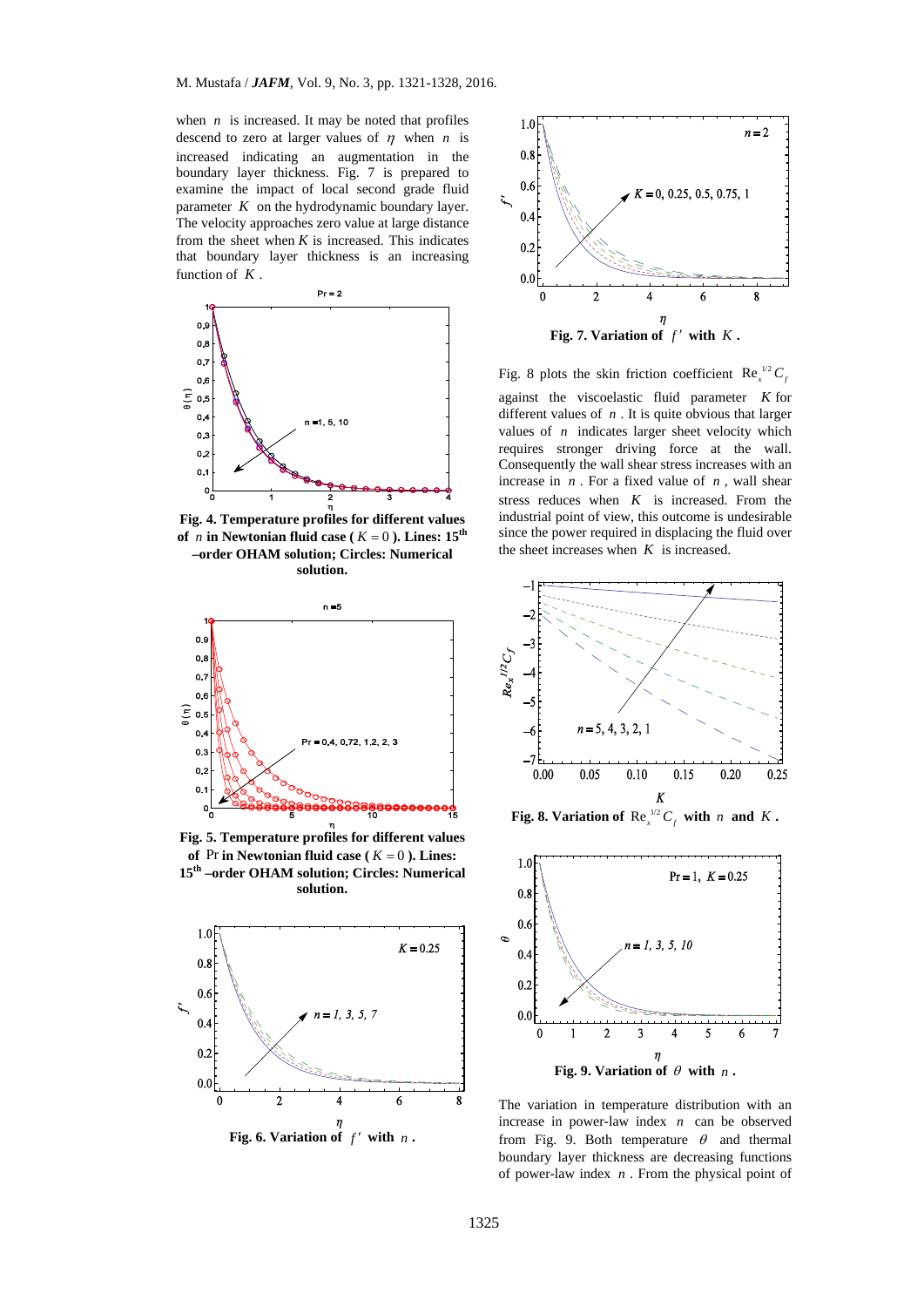when $n$ is increased. It may be noted that profiles descend to zero at larger values of $\eta$ when $n$ is increased indicating an augmentation in the boundary layer thickness. Fig. 7 is prepared to examine the impact of local second grade fluid parameter $K$ on the hydrodynamic boundary layer. The velocity approaches zero value at large distance from the sheet when $K$ is increased. This indicates that boundary layer thickness is an increasing function of $K$.

**Fig. 4. Temperature profiles for different values of $n$ in Newtonian fluid case ($K=0$). Lines: 15th –order OHAM solution; Circles: Numerical solution.**

**Fig. 5. Temperature profiles for different values of Pr in Newtonian fluid case ($K=0$). Lines: 15th –order OHAM solution; Circles: Numerical solution.**

**Fig. 6. Variation of $f'$ with $n$.**

**Fig. 7. Variation of $f'$ with $K$.**

Fig. 8 plots the skin friction coefficient $\mathrm{Re}_x^{1/2} C_f$ against the viscoelastic fluid parameter $K$ for different values of $n$. It is quite obvious that larger values of $n$ indicates larger sheet velocity which requires stronger driving force at the wall. Consequently the wall shear stress increases with an increase in $n$. For a fixed value of $n$, wall shear stress reduces when $K$ is increased. From the industrial point of view, this outcome is undesirable since the power required in displacing the fluid over the sheet increases when $K$ is increased.

**Fig. 8. Variation of $\mathrm{Re}_x^{1/2} C_f$ with $n$ and $K$.**

**Fig. 9. Variation of $\theta$ with $n$.**

The variation in temperature distribution with an increase in power-law index $n$ can be observed from Fig. 9. Both temperature $\theta$ and thermal boundary layer thickness are decreasing functions of power-law index $n$. From the physical point of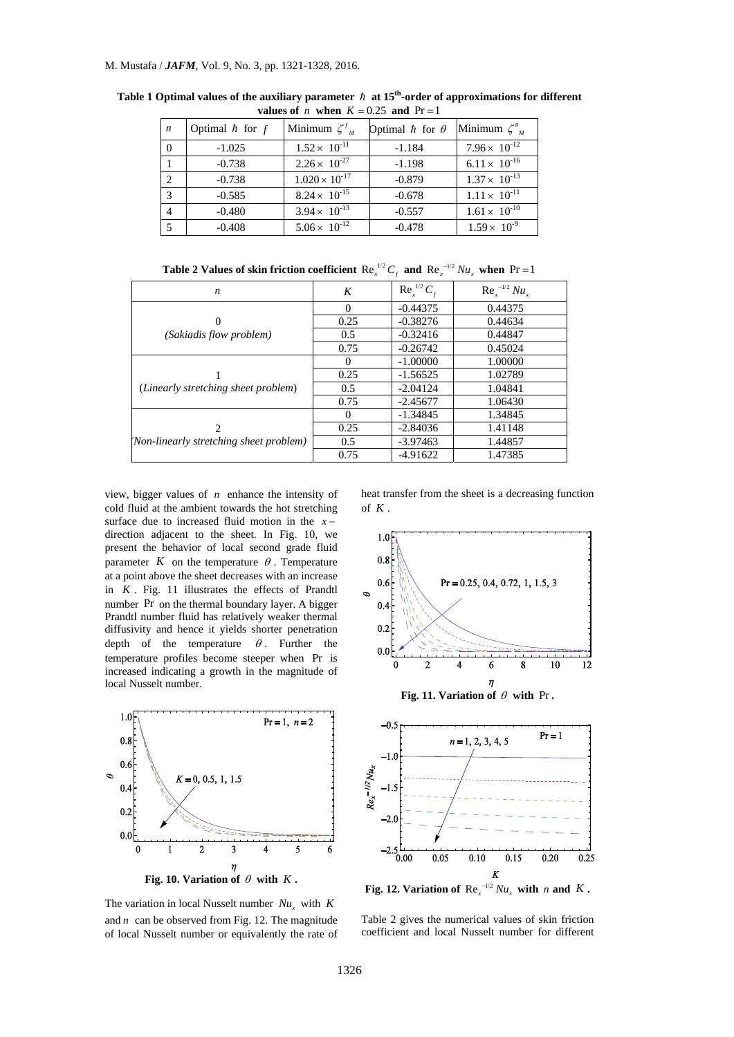**Table 1 Optimal values of the auxiliary parameter $\hbar$ at 15th-order of approximations for different values of $n$ when $K = 0.25$ and $\Pr = 1$**

| $n$ | Optimal $\hbar$ for $f$ | Minimum $\zeta^f_M$ | Optimal $\hbar$ for $\theta$ | Minimum $\zeta^\theta_M$ |
|---|---|---|---|---|
| 0 | -1.025 | $1.52\times 10^{-11}$ | -1.184 | $7.96\times 10^{-12}$ |
| 1 | -0.738 | $2.26\times 10^{-27}$ | -1.198 | $6.11\times 10^{-16}$ |
| 2 | -0.738 | $1.020\times 10^{-17}$ | -0.879 | $1.37\times 10^{-13}$ |
| 3 | -0.585 | $8.24\times 10^{-15}$ | -0.678 | $1.11\times 10^{-11}$ |
| 4 | -0.480 | $3.94\times 10^{-13}$ | -0.557 | $1.61\times 10^{-10}$ |
| 5 | -0.408 | $5.06\times 10^{-12}$ | -0.478 | $1.59\times 10^{-9}$ |

**Table 2 Values of skin friction coefficient $\mathrm{Re}_x^{1/2} C_f$ and $\mathrm{Re}_x^{-1/2} Nu_x$ when $\Pr = 1$**

| $n$ | $K$ | $\mathrm{Re}_x^{1/2} C_f$ | $\mathrm{Re}_x^{-1/2} Nu_x$ |
|---|---|---|---|
| 0 *(Sakiadis flow problem)* | 0 | -0.44375 | 0.44375 |
| | 0.25 | -0.38276 | 0.44634 |
| | 0.5 | -0.32416 | 0.44847 |
| | 0.75 | -0.26742 | 0.45024 |
| 1 (*Linearly stretching sheet problem*) | 0 | -1.00000 | 1.00000 |
| | 0.25 | -1.56525 | 1.02789 |
| | 0.5 | -2.04124 | 1.04841 |
| | 0.75 | -2.45677 | 1.06430 |
| 2 (*Non-linearly stretching sheet problem*) | 0 | -1.34845 | 1.34845 |
| | 0.25 | -2.84036 | 1.41148 |
| | 0.5 | -3.97463 | 1.44857 |
| | 0.75 | -4.91622 | 1.47385 |

view, bigger values of $n$ enhance the intensity of cold fluid at the ambient towards the hot stretching surface due to increased fluid motion in the $x-$direction adjacent to the sheet. In Fig. 10, we present the behavior of local second grade fluid parameter $K$ on the temperature $\theta$. Temperature at a point above the sheet decreases with an increase in $K$. Fig. 11 illustrates the effects of Prandtl number $\Pr$ on the thermal boundary layer. A bigger Prandtl number fluid has relatively weaker thermal diffusivity and hence it yields shorter penetration depth of the temperature $\theta$. Further the temperature profiles become steeper when $\Pr$ is increased indicating a growth in the magnitude of local Nusselt number.

**Fig. 10. Variation of $\theta$ with $K$.**

The variation in local Nusselt number $Nu_x$ with $K$ and $n$ can be observed from Fig. 12. The magnitude of local Nusselt number or equivalently the rate of heat transfer from the sheet is a decreasing function of $K$.

**Fig. 11. Variation of $\theta$ with $\Pr$.**

**Fig. 12. Variation of $\mathrm{Re}_x^{-1/2} Nu_x$ with $n$ and $K$.**

Table 2 gives the numerical values of skin friction coefficient and local Nusselt number for different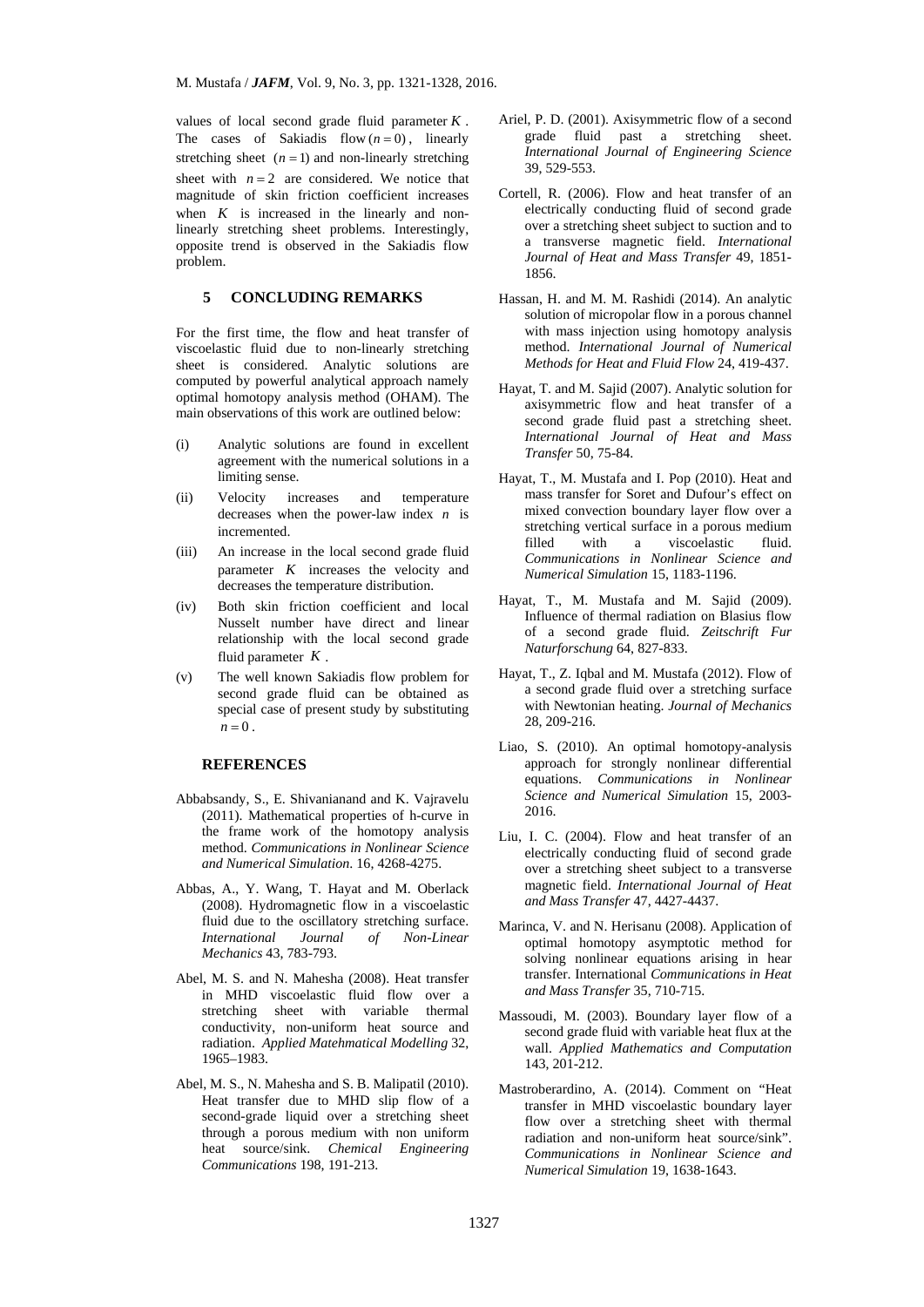values of local second grade fluid parameter $K$. The cases of Sakiadis flow $(n=0)$, linearly stretching sheet $(n=1)$ and non-linearly stretching sheet with $n=2$ are considered. We notice that magnitude of skin friction coefficient increases when $K$ is increased in the linearly and non-linearly stretching sheet problems. Interestingly, opposite trend is observed in the Sakiadis flow problem.

## 5 CONCLUDING REMARKS

For the first time, the flow and heat transfer of viscoelastic fluid due to non-linearly stretching sheet is considered. Analytic solutions are computed by powerful analytical approach namely optimal homotopy analysis method (OHAM). The main observations of this work are outlined below:

(i) Analytic solutions are found in excellent agreement with the numerical solutions in a limiting sense.

(ii) Velocity increases and temperature decreases when the power-law index $n$ is incremented.

(iii) An increase in the local second grade fluid parameter $K$ increases the velocity and decreases the temperature distribution.

(iv) Both skin friction coefficient and local Nusselt number have direct and linear relationship with the local second grade fluid parameter $K$.

(v) The well known Sakiadis flow problem for second grade fluid can be obtained as special case of present study by substituting $n=0$.

## REFERENCES

Abbabsandy, S., E. Shivanianand and K. Vajravelu (2011). Mathematical properties of h-curve in the frame work of the homotopy analysis method. *Communications in Nonlinear Science and Numerical Simulation*. 16, 4268-4275.

Abbas, A., Y. Wang, T. Hayat and M. Oberlack (2008). Hydromagnetic flow in a viscoelastic fluid due to the oscillatory stretching surface. *International Journal of Non-Linear Mechanics* 43, 783-793.

Abel, M. S. and N. Mahesha (2008). Heat transfer in MHD viscoelastic fluid flow over a stretching sheet with variable thermal conductivity, non-uniform heat source and radiation. *Applied Matehmatical Modelling* 32, 1965–1983.

Abel, M. S., N. Mahesha and S. B. Malipatil (2010). Heat transfer due to MHD slip flow of a second-grade liquid over a stretching sheet through a porous medium with non uniform heat source/sink. *Chemical Engineering Communications* 198, 191-213.

Ariel, P. D. (2001). Axisymmetric flow of a second grade fluid past a stretching sheet. *International Journal of Engineering Science* 39, 529-553.

Cortell, R. (2006). Flow and heat transfer of an electrically conducting fluid of second grade over a stretching sheet subject to suction and to a transverse magnetic field. *International Journal of Heat and Mass Transfer* 49, 1851-1856.

Hassan, H. and M. M. Rashidi (2014). An analytic solution of micropolar flow in a porous channel with mass injection using homotopy analysis method. *International Journal of Numerical Methods for Heat and Fluid Flow* 24, 419-437.

Hayat, T. and M. Sajid (2007). Analytic solution for axisymmetric flow and heat transfer of a second grade fluid past a stretching sheet. *International Journal of Heat and Mass Transfer* 50, 75-84.

Hayat, T., M. Mustafa and I. Pop (2010). Heat and mass transfer for Soret and Dufour's effect on mixed convection boundary layer flow over a stretching vertical surface in a porous medium filled with a viscoelastic fluid. *Communications in Nonlinear Science and Numerical Simulation* 15, 1183-1196.

Hayat, T., M. Mustafa and M. Sajid (2009). Influence of thermal radiation on Blasius flow of a second grade fluid. *Zeitschrift Fur Naturforschung* 64, 827-833.

Hayat, T., Z. Iqbal and M. Mustafa (2012). Flow of a second grade fluid over a stretching surface with Newtonian heating. *Journal of Mechanics* 28, 209-216.

Liao, S. (2010). An optimal homotopy-analysis approach for strongly nonlinear differential equations. *Communications in Nonlinear Science and Numerical Simulation* 15, 2003-2016.

Liu, I. C. (2004). Flow and heat transfer of an electrically conducting fluid of second grade over a stretching sheet subject to a transverse magnetic field. *International Journal of Heat and Mass Transfer* 47, 4427-4437.

Marinca, V. and N. Herisanu (2008). Application of optimal homotopy asymptotic method for solving nonlinear equations arising in hear transfer. International *Communications in Heat and Mass Transfer* 35, 710-715.

Massoudi, M. (2003). Boundary layer flow of a second grade fluid with variable heat flux at the wall. *Applied Mathematics and Computation* 143, 201-212.

Mastroberardino, A. (2014). Comment on "Heat transfer in MHD viscoelastic boundary layer flow over a stretching sheet with thermal radiation and non-uniform heat source/sink". *Communications in Nonlinear Science and Numerical Simulation* 19, 1638-1643.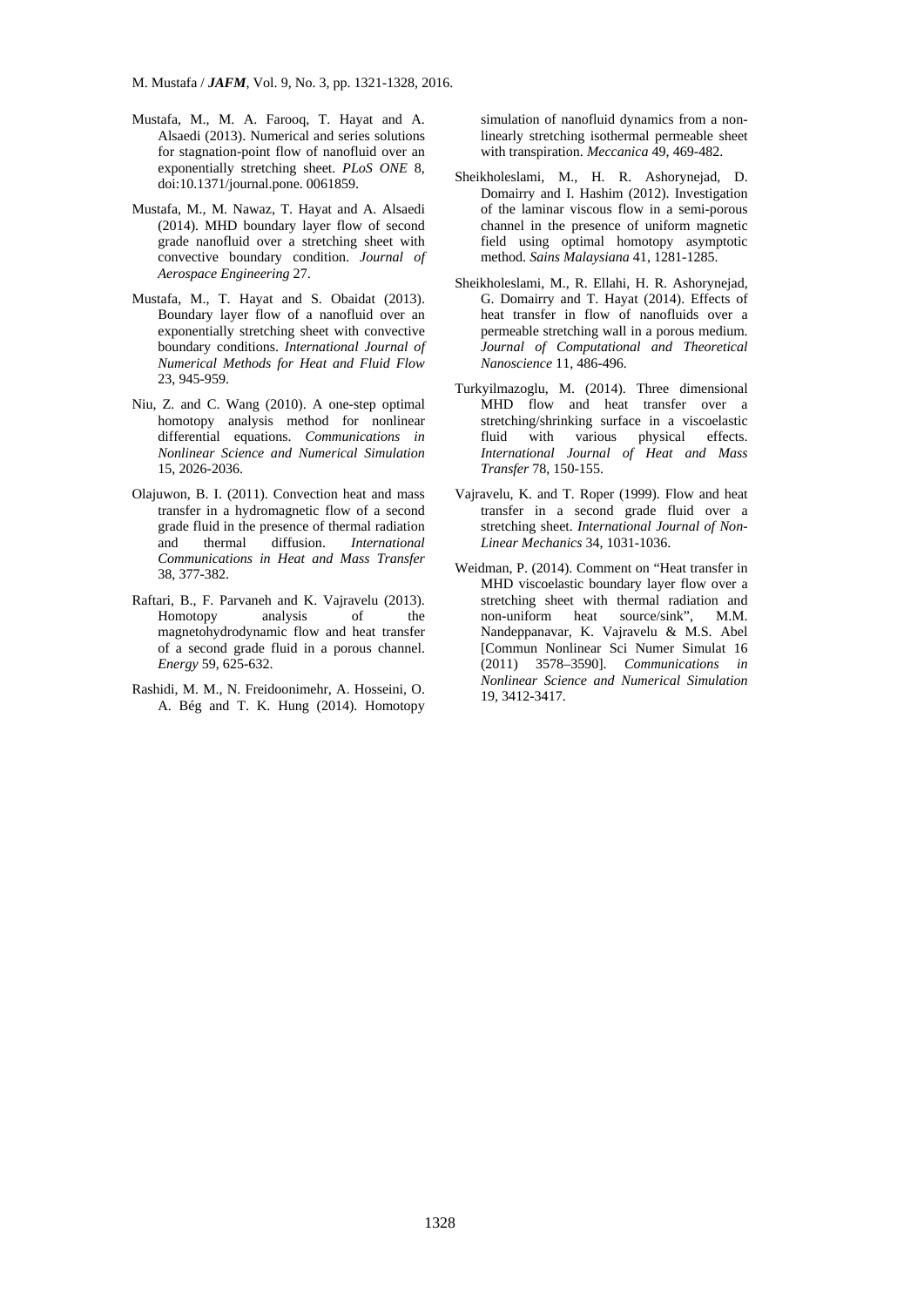Mustafa, M., M. A. Farooq, T. Hayat and A. Alsaedi (2013). Numerical and series solutions for stagnation-point flow of nanofluid over an exponentially stretching sheet. *PLoS ONE* 8, doi:10.1371/journal.pone. 0061859.

Mustafa, M., M. Nawaz, T. Hayat and A. Alsaedi (2014). MHD boundary layer flow of second grade nanofluid over a stretching sheet with convective boundary condition. *Journal of Aerospace Engineering* 27.

Mustafa, M., T. Hayat and S. Obaidat (2013). Boundary layer flow of a nanofluid over an exponentially stretching sheet with convective boundary conditions. *International Journal of Numerical Methods for Heat and Fluid Flow* 23, 945-959.

Niu, Z. and C. Wang (2010). A one-step optimal homotopy analysis method for nonlinear differential equations. *Communications in Nonlinear Science and Numerical Simulation* 15, 2026-2036.

Olajuwon, B. I. (2011). Convection heat and mass transfer in a hydromagnetic flow of a second grade fluid in the presence of thermal radiation and thermal diffusion. *International Communications in Heat and Mass Transfer* 38, 377-382.

Raftari, B., F. Parvaneh and K. Vajravelu (2013). Homotopy analysis of the magnetohydrodynamic flow and heat transfer of a second grade fluid in a porous channel. *Energy* 59, 625-632.

Rashidi, M. M., N. Freidoonimehr, A. Hosseini, O. A. Bég and T. K. Hung (2014). Homotopy simulation of nanofluid dynamics from a non-linearly stretching isothermal permeable sheet with transpiration. *Meccanica* 49, 469-482.

Sheikholeslami, M., H. R. Ashorynejad, D. Domairry and I. Hashim (2012). Investigation of the laminar viscous flow in a semi-porous channel in the presence of uniform magnetic field using optimal homotopy asymptotic method. *Sains Malaysiana* 41, 1281-1285.

Sheikholeslami, M., R. Ellahi, H. R. Ashorynejad, G. Domairry and T. Hayat (2014). Effects of heat transfer in flow of nanofluids over a permeable stretching wall in a porous medium. *Journal of Computational and Theoretical Nanoscience* 11, 486-496.

Turkyilmazoglu, M. (2014). Three dimensional MHD flow and heat transfer over a stretching/shrinking surface in a viscoelastic fluid with various physical effects. *International Journal of Heat and Mass Transfer* 78, 150-155.

Vajravelu, K. and T. Roper (1999). Flow and heat transfer in a second grade fluid over a stretching sheet. *International Journal of Non-Linear Mechanics* 34, 1031-1036.

Weidman, P. (2014). Comment on "Heat transfer in MHD viscoelastic boundary layer flow over a stretching sheet with thermal radiation and non-uniform heat source/sink", M.M. Nandeppanavar, K. Vajravelu & M.S. Abel [Commun Nonlinear Sci Numer Simulat 16 (2011) 3578–3590]. *Communications in Nonlinear Science and Numerical Simulation* 19, 3412-3417.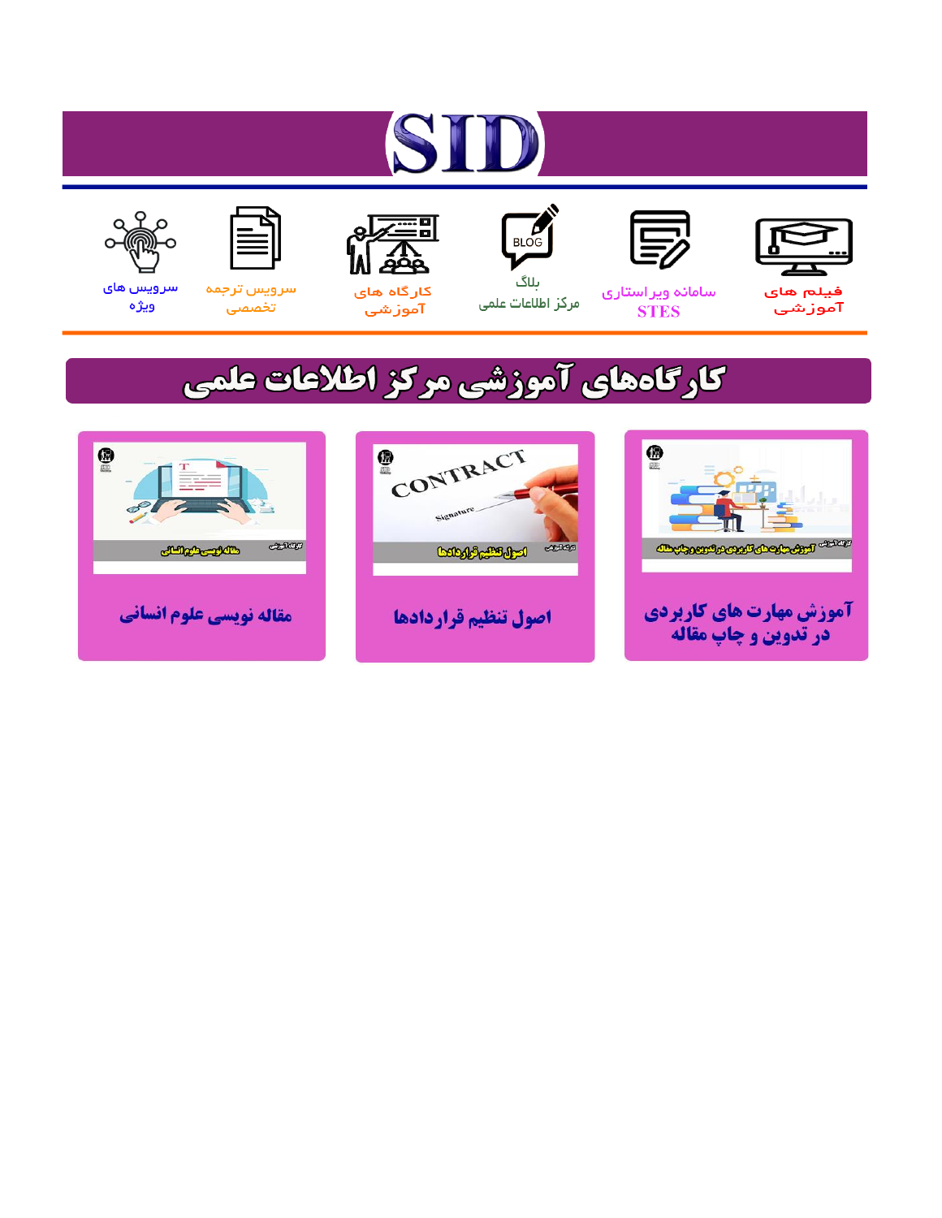# SID

فیلم های آموزشی

سامانه ویراستاری STES

بلاگ مرکز اطلاعات علمی

کارگاه های آموزشی

سرویس ترجمه تخصصی

سرویس های ویژه

## کارگاه‌های آموزشی مرکز اطلاعات علمی

آموزش مهارت های کاربردی در تدوین و چاپ مقاله

اصول تنظیم قراردادها

مقاله نویسی علوم انسانی